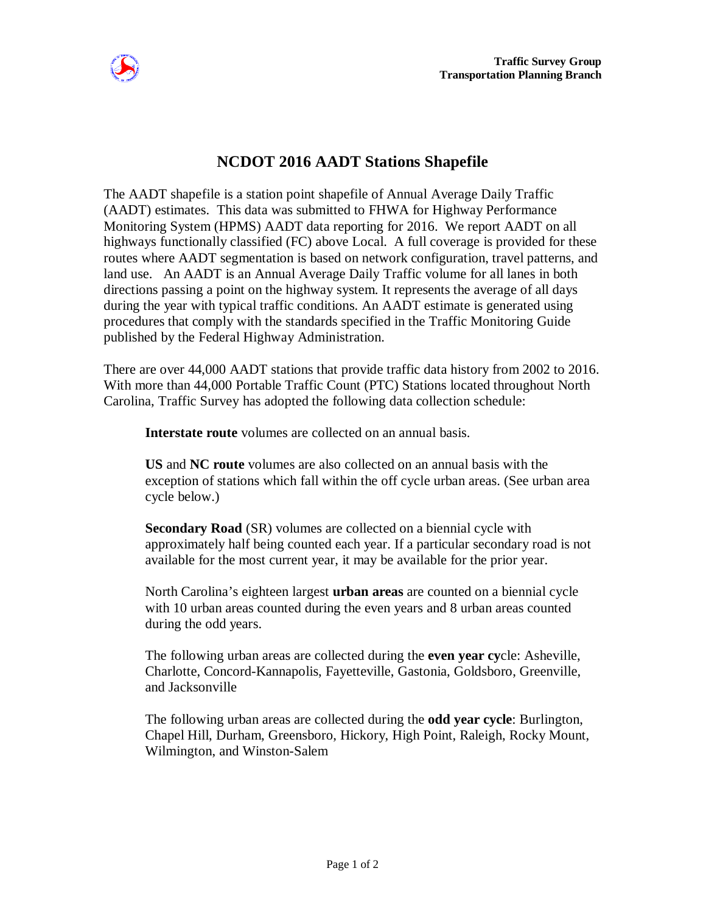**Traffic Survey Group**
**Transportation Planning Branch**

# NCDOT 2016 AADT Stations Shapefile

The AADT shapefile is a station point shapefile of Annual Average Daily Traffic (AADT) estimates. This data was submitted to FHWA for Highway Performance Monitoring System (HPMS) AADT data reporting for 2016. We report AADT on all highways functionally classified (FC) above Local. A full coverage is provided for these routes where AADT segmentation is based on network configuration, travel patterns, and land use. An AADT is an Annual Average Daily Traffic volume for all lanes in both directions passing a point on the highway system. It represents the average of all days during the year with typical traffic conditions. An AADT estimate is generated using procedures that comply with the standards specified in the Traffic Monitoring Guide published by the Federal Highway Administration.

There are over 44,000 AADT stations that provide traffic data history from 2002 to 2016. With more than 44,000 Portable Traffic Count (PTC) Stations located throughout North Carolina, Traffic Survey has adopted the following data collection schedule:

**Interstate route** volumes are collected on an annual basis.

**US** and **NC route** volumes are also collected on an annual basis with the exception of stations which fall within the off cycle urban areas. (See urban area cycle below.)

**Secondary Road** (SR) volumes are collected on a biennial cycle with approximately half being counted each year. If a particular secondary road is not available for the most current year, it may be available for the prior year.

North Carolina's eighteen largest **urban areas** are counted on a biennial cycle with 10 urban areas counted during the even years and 8 urban areas counted during the odd years.

The following urban areas are collected during the **even year cy**cle: Asheville, Charlotte, Concord-Kannapolis, Fayetteville, Gastonia, Goldsboro, Greenville, and Jacksonville

The following urban areas are collected during the **odd year cycle**: Burlington, Chapel Hill, Durham, Greensboro, Hickory, High Point, Raleigh, Rocky Mount, Wilmington, and Winston-Salem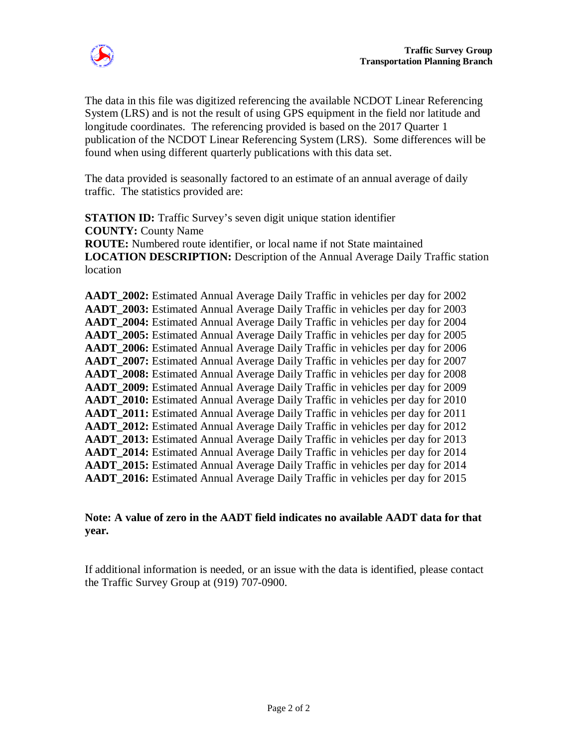**Traffic Survey Group**
**Transportation Planning Branch**

The data in this file was digitized referencing the available NCDOT Linear Referencing System (LRS) and is not the result of using GPS equipment in the field nor latitude and longitude coordinates. The referencing provided is based on the 2017 Quarter 1 publication of the NCDOT Linear Referencing System (LRS). Some differences will be found when using different quarterly publications with this data set.

The data provided is seasonally factored to an estimate of an annual average of daily traffic. The statistics provided are:

**STATION ID:** Traffic Survey's seven digit unique station identifier
**COUNTY:** County Name
**ROUTE:** Numbered route identifier, or local name if not State maintained
**LOCATION DESCRIPTION:** Description of the Annual Average Daily Traffic station location

**AADT_2002:** Estimated Annual Average Daily Traffic in vehicles per day for 2002
**AADT_2003:** Estimated Annual Average Daily Traffic in vehicles per day for 2003
**AADT_2004:** Estimated Annual Average Daily Traffic in vehicles per day for 2004
**AADT_2005:** Estimated Annual Average Daily Traffic in vehicles per day for 2005
**AADT_2006:** Estimated Annual Average Daily Traffic in vehicles per day for 2006
**AADT_2007:** Estimated Annual Average Daily Traffic in vehicles per day for 2007
**AADT_2008:** Estimated Annual Average Daily Traffic in vehicles per day for 2008
**AADT_2009:** Estimated Annual Average Daily Traffic in vehicles per day for 2009
**AADT_2010:** Estimated Annual Average Daily Traffic in vehicles per day for 2010
**AADT_2011:** Estimated Annual Average Daily Traffic in vehicles per day for 2011
**AADT_2012:** Estimated Annual Average Daily Traffic in vehicles per day for 2012
**AADT_2013:** Estimated Annual Average Daily Traffic in vehicles per day for 2013
**AADT_2014:** Estimated Annual Average Daily Traffic in vehicles per day for 2014
**AADT_2015:** Estimated Annual Average Daily Traffic in vehicles per day for 2014
**AADT_2016:** Estimated Annual Average Daily Traffic in vehicles per day for 2015

**Note: A value of zero in the AADT field indicates no available AADT data for that year.**

If additional information is needed, or an issue with the data is identified, please contact the Traffic Survey Group at (919) 707-0900.